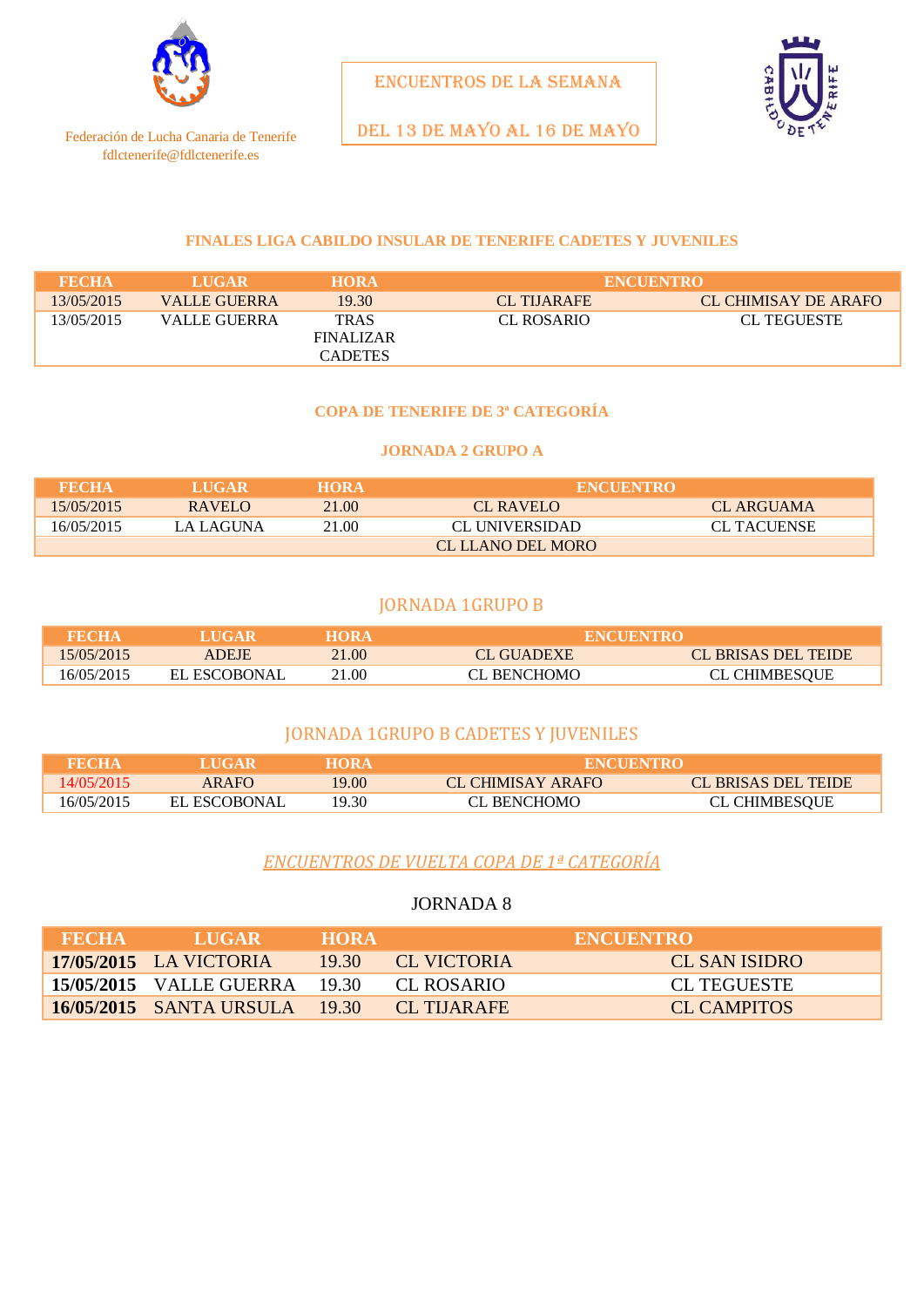Federación de Lucha Canaria de Tenerife
fdlctenerife@fdlctenerife.es

ENCUENTROS DE LA SEMANA

DEL 13 DE MAYO AL 16 DE MAYO

### FINALES LIGA CABILDO INSULAR DE TENERIFE CADETES Y JUVENILES

| FECHA | LUGAR | HORA | ENCUENTRO | |
|---|---|---|---|---|
| 13/05/2015 | VALLE GUERRA | 19.30 | CL TIJARAFE | CL CHIMISAY DE ARAFO |
| 13/05/2015 | VALLE GUERRA | TRAS FINALIZAR CADETES | CL ROSARIO | CL TEGUESTE |

### COPA DE TENERIFE DE 3ª CATEGORÍA

### JORNADA 2 GRUPO A

| FECHA | LUGAR | HORA | ENCUENTRO | |
|---|---|---|---|---|
| 15/05/2015 | RAVELO | 21.00 | CL RAVELO | CL ARGUAMA |
| 16/05/2015 | LA LAGUNA | 21.00 | CL UNIVERSIDAD | CL TACUENSE |
| | | | CL LLANO DEL MORO | |

### JORNADA 1GRUPO B

| FECHA | LUGAR | HORA | ENCUENTRO | |
|---|---|---|---|---|
| 15/05/2015 | ADEJE | 21.00 | CL GUADEXE | CL BRISAS DEL TEIDE |
| 16/05/2015 | EL ESCOBONAL | 21.00 | CL BENCHOMO | CL CHIMBESQUE |

### JORNADA 1GRUPO B CADETES Y JUVENILES

| FECHA | LUGAR | HORA | ENCUENTRO | |
|---|---|---|---|---|
| 14/05/2015 | ARAFO | 19.00 | CL CHIMISAY ARAFO | CL BRISAS DEL TEIDE |
| 16/05/2015 | EL ESCOBONAL | 19.30 | CL BENCHOMO | CL CHIMBESQUE |

### *ENCUENTROS DE VUELTA COPA DE 1ª CATEGORÍA*

JORNADA 8

| FECHA | LUGAR | HORA | ENCUENTRO | |
|---|---|---|---|---|
| **17/05/2015** | LA VICTORIA | 19.30 | CL VICTORIA | CL SAN ISIDRO |
| **15/05/2015** | VALLE GUERRA | 19.30 | CL ROSARIO | CL TEGUESTE |
| **16/05/2015** | SANTA URSULA | 19.30 | CL TIJARAFE | CL CAMPITOS |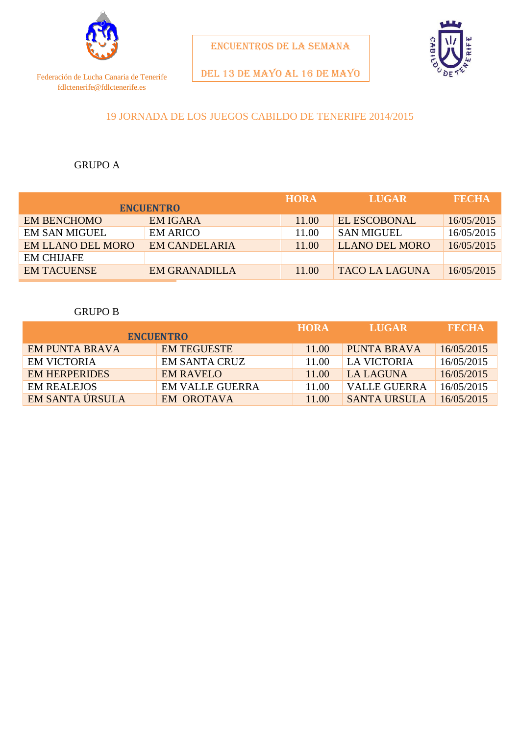ENCUENTROS DE LA SEMANA

DEL 13 DE MAYO AL 16 DE MAYO

Federación de Lucha Canaria de Tenerife
fdlctenerife@fdlctenerife.es

## 19 JORNADA DE LOS JUEGOS CABILDO DE TENERIFE 2014/2015

### GRUPO A

| ENCUENTRO | | HORA | LUGAR | FECHA |
|---|---|---|---|---|
| EM BENCHOMO | EM IGARA | 11.00 | EL ESCOBONAL | 16/05/2015 |
| EM SAN MIGUEL | EM ARICO | 11.00 | SAN MIGUEL | 16/05/2015 |
| EM LLANO DEL MORO | EM CANDELARIA | 11.00 | LLANO DEL MORO | 16/05/2015 |
| EM CHIJAFE | | | | |
| EM TACUENSE | EM GRANADILLA | 11.00 | TACO LA LAGUNA | 16/05/2015 |

### GRUPO B

| ENCUENTRO | | HORA | LUGAR | FECHA |
|---|---|---|---|---|
| EM PUNTA BRAVA | EM TEGUESTE | 11.00 | PUNTA BRAVA | 16/05/2015 |
| EM VICTORIA | EM SANTA CRUZ | 11.00 | LA VICTORIA | 16/05/2015 |
| EM HERPERIDES | EM RAVELO | 11.00 | LA LAGUNA | 16/05/2015 |
| EM REALEJOS | EM VALLE GUERRA | 11.00 | VALLE GUERRA | 16/05/2015 |
| EM SANTA ÚRSULA | EM OROTAVA | 11.00 | SANTA URSULA | 16/05/2015 |